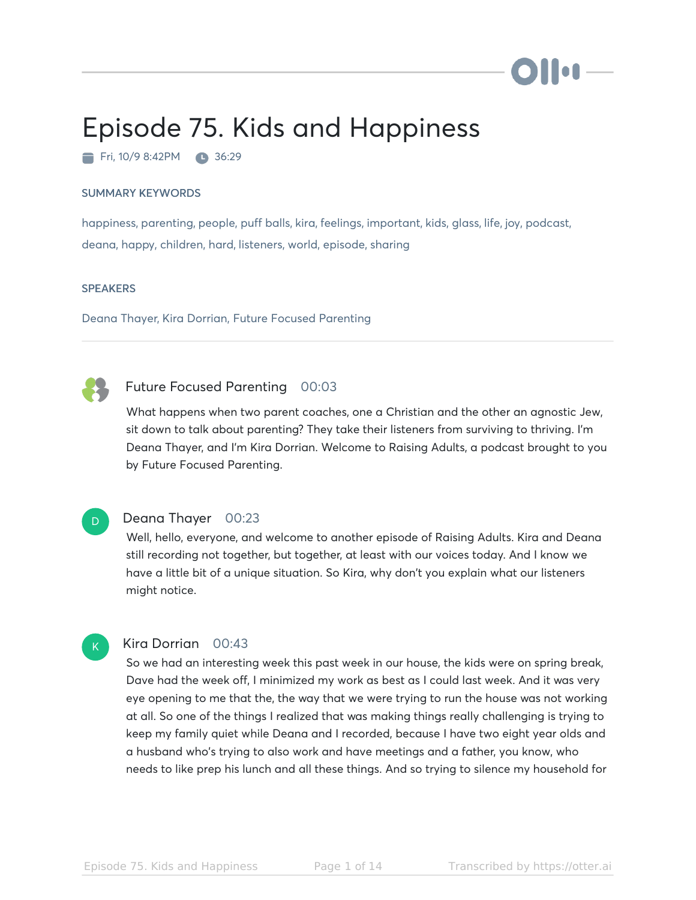# Episode 75. Kids and Happiness

Fri, 10/9 8:42PM 36:29

## SUMMARY KEYWORDS

happiness, parenting, people, puff balls, kira, feelings, important, kids, glass, life, joy, podcast, deana, happy, children, hard, listeners, world, episode, sharing

## SPEAKERS

Deana Thayer, Kira Dorrian, Future Focused Parenting

---

**Future Focused Parenting** 00:03

What happens when two parent coaches, one a Christian and the other an agnostic Jew, sit down to talk about parenting? They take their listeners from surviving to thriving. I'm Deana Thayer, and I'm Kira Dorrian. Welcome to Raising Adults, a podcast brought to you by Future Focused Parenting.

**Deana Thayer** 00:23

Well, hello, everyone, and welcome to another episode of Raising Adults. Kira and Deana still recording not together, but together, at least with our voices today. And I know we have a little bit of a unique situation. So Kira, why don't you explain what our listeners might notice.

**Kira Dorrian** 00:43

So we had an interesting week this past week in our house, the kids were on spring break, Dave had the week off, I minimized my work as best as I could last week. And it was very eye opening to me that the, the way that we were trying to run the house was not working at all. So one of the things I realized that was making things really challenging is trying to keep my family quiet while Deana and I recorded, because I have two eight year olds and a husband who's trying to also work and have meetings and a father, you know, who needs to like prep his lunch and all these things. And so trying to silence my household for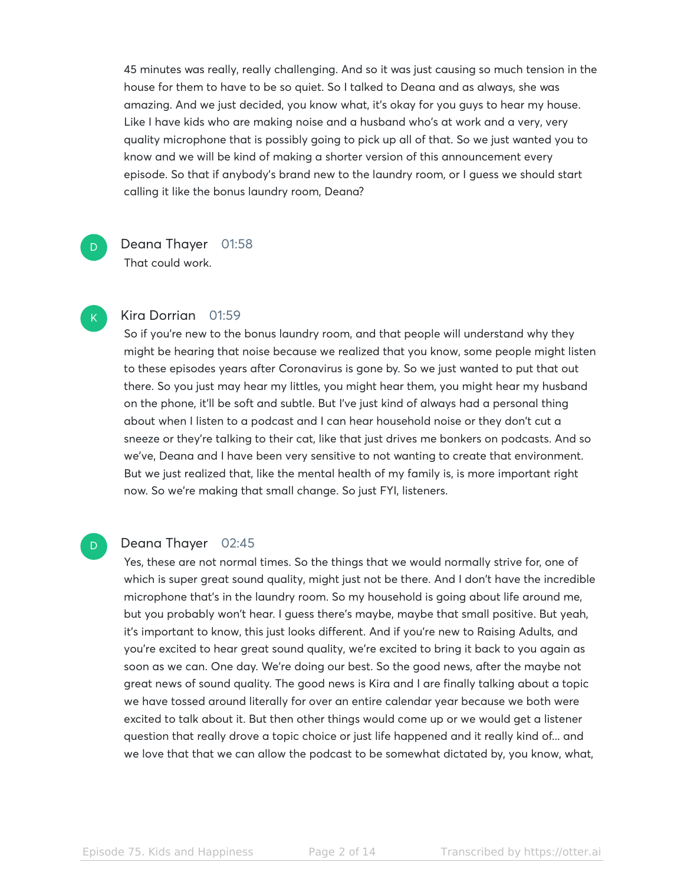45 minutes was really, really challenging. And so it was just causing so much tension in the house for them to have to be so quiet. So I talked to Deana and as always, she was amazing. And we just decided, you know what, it's okay for you guys to hear my house. Like I have kids who are making noise and a husband who's at work and a very, very quality microphone that is possibly going to pick up all of that. So we just wanted you to know and we will be kind of making a shorter version of this announcement every episode. So that if anybody's brand new to the laundry room, or I guess we should start calling it like the bonus laundry room, Deana?

**Deana Thayer** 01:58

That could work.

**Kira Dorrian** 01:59

So if you're new to the bonus laundry room, and that people will understand why they might be hearing that noise because we realized that you know, some people might listen to these episodes years after Coronavirus is gone by. So we just wanted to put that out there. So you just may hear my littles, you might hear them, you might hear my husband on the phone, it'll be soft and subtle. But I've just kind of always had a personal thing about when I listen to a podcast and I can hear household noise or they don't cut a sneeze or they're talking to their cat, like that just drives me bonkers on podcasts. And so we've, Deana and I have been very sensitive to not wanting to create that environment. But we just realized that, like the mental health of my family is, is more important right now. So we're making that small change. So just FYI, listeners.

**Deana Thayer** 02:45

Yes, these are not normal times. So the things that we would normally strive for, one of which is super great sound quality, might just not be there. And I don't have the incredible microphone that's in the laundry room. So my household is going about life around me, but you probably won't hear. I guess there's maybe, maybe that small positive. But yeah, it's important to know, this just looks different. And if you're new to Raising Adults, and you're excited to hear great sound quality, we're excited to bring it back to you again as soon as we can. One day. We're doing our best. So the good news, after the maybe not great news of sound quality. The good news is Kira and I are finally talking about a topic we have tossed around literally for over an entire calendar year because we both were excited to talk about it. But then other things would come up or we would get a listener question that really drove a topic choice or just life happened and it really kind of... and we love that that we can allow the podcast to be somewhat dictated by, you know, what,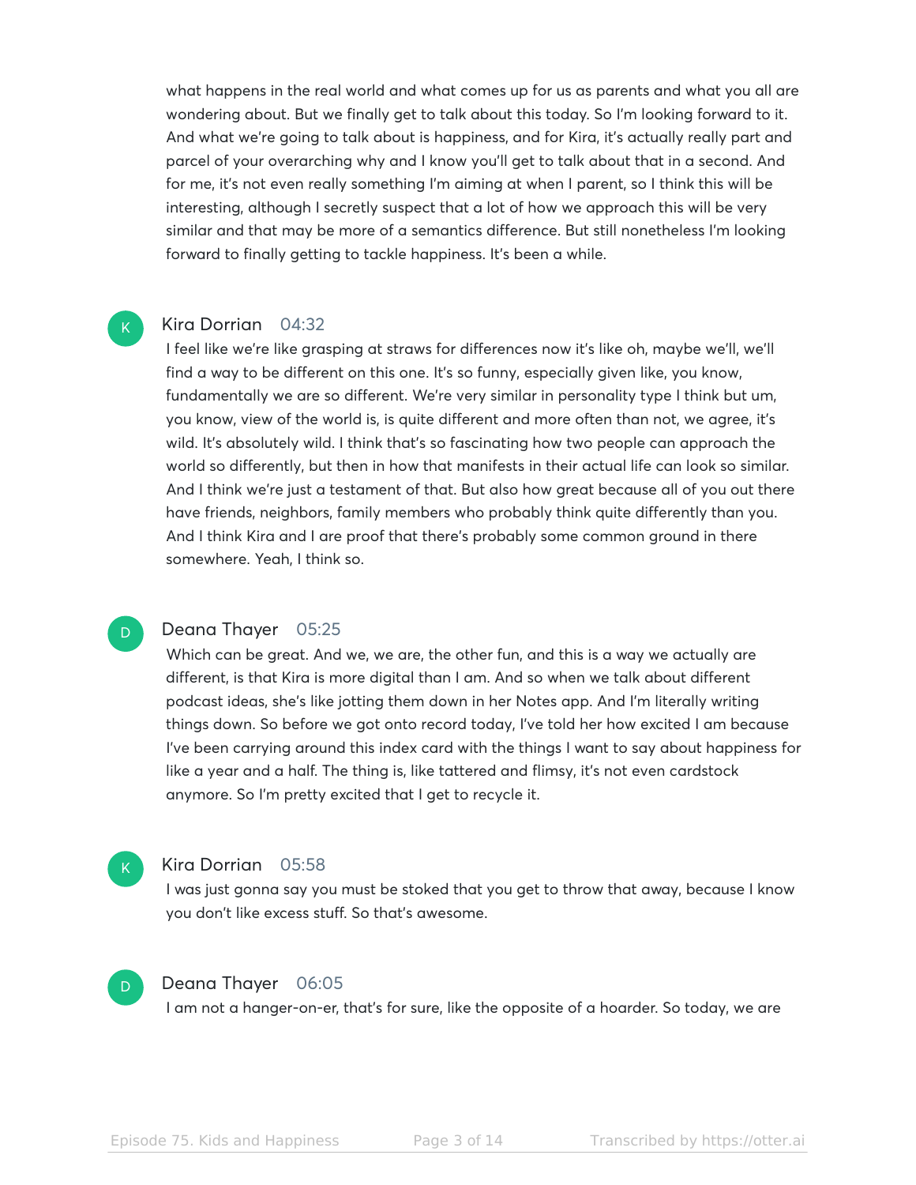what happens in the real world and what comes up for us as parents and what you all are wondering about. But we finally get to talk about this today. So I'm looking forward to it. And what we're going to talk about is happiness, and for Kira, it's actually really part and parcel of your overarching why and I know you'll get to talk about that in a second. And for me, it's not even really something I'm aiming at when I parent, so I think this will be interesting, although I secretly suspect that a lot of how we approach this will be very similar and that may be more of a semantics difference. But still nonetheless I'm looking forward to finally getting to tackle happiness. It's been a while.

**Kira Dorrian** 04:32

I feel like we're like grasping at straws for differences now it's like oh, maybe we'll, we'll find a way to be different on this one. It's so funny, especially given like, you know, fundamentally we are so different. We're very similar in personality type I think but um, you know, view of the world is, is quite different and more often than not, we agree, it's wild. It's absolutely wild. I think that's so fascinating how two people can approach the world so differently, but then in how that manifests in their actual life can look so similar. And I think we're just a testament of that. But also how great because all of you out there have friends, neighbors, family members who probably think quite differently than you. And I think Kira and I are proof that there's probably some common ground in there somewhere. Yeah, I think so.

**Deana Thayer** 05:25

Which can be great. And we, we are, the other fun, and this is a way we actually are different, is that Kira is more digital than I am. And so when we talk about different podcast ideas, she's like jotting them down in her Notes app. And I'm literally writing things down. So before we got onto record today, I've told her how excited I am because I've been carrying around this index card with the things I want to say about happiness for like a year and a half. The thing is, like tattered and flimsy, it's not even cardstock anymore. So I'm pretty excited that I get to recycle it.

**Kira Dorrian** 05:58

I was just gonna say you must be stoked that you get to throw that away, because I know you don't like excess stuff. So that's awesome.

**Deana Thayer** 06:05

I am not a hanger-on-er, that's for sure, like the opposite of a hoarder. So today, we are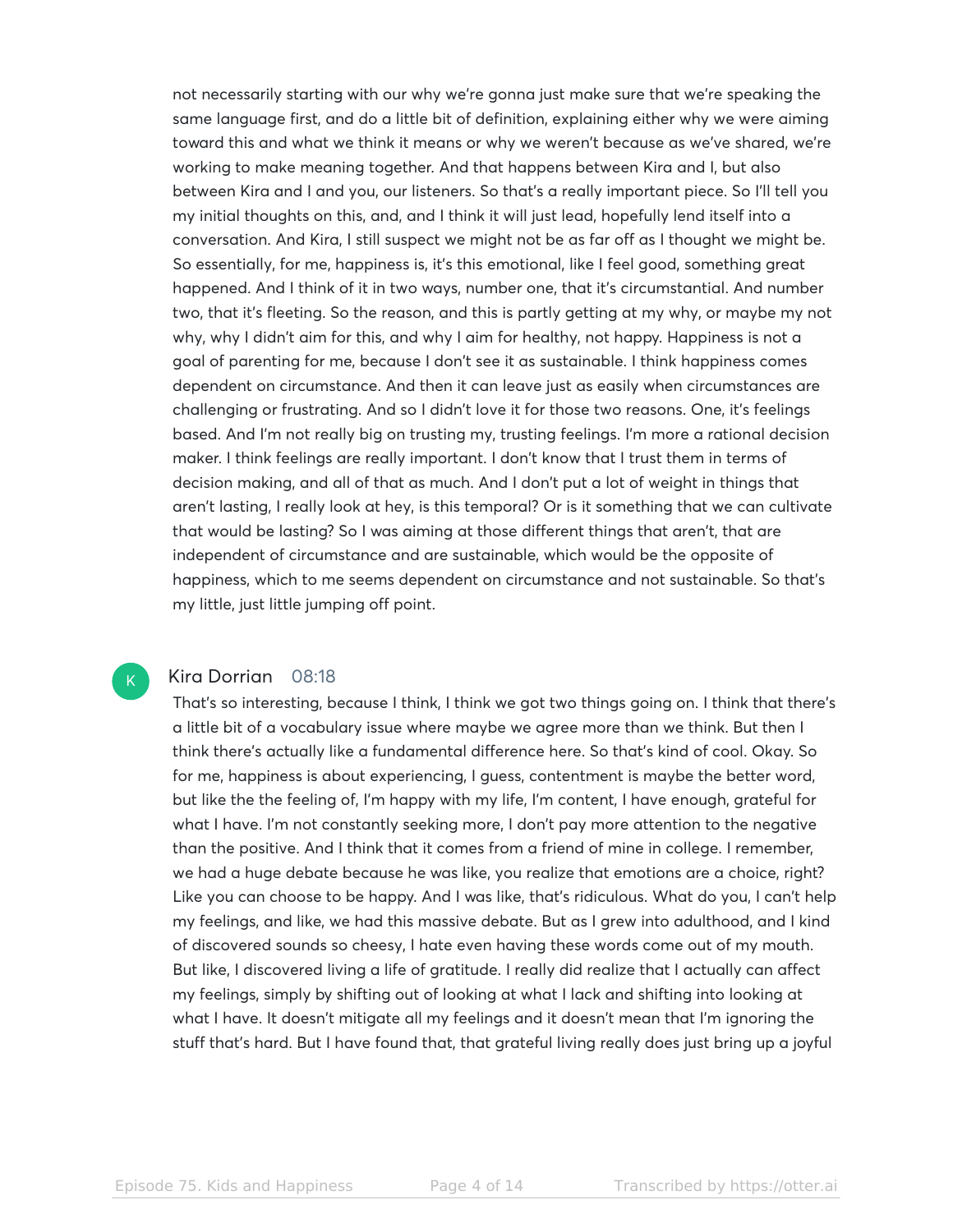not necessarily starting with our why we're gonna just make sure that we're speaking the same language first, and do a little bit of definition, explaining either why we were aiming toward this and what we think it means or why we weren't because as we've shared, we're working to make meaning together. And that happens between Kira and I, but also between Kira and I and you, our listeners. So that's a really important piece. So I'll tell you my initial thoughts on this, and, and I think it will just lead, hopefully lend itself into a conversation. And Kira, I still suspect we might not be as far off as I thought we might be. So essentially, for me, happiness is, it's this emotional, like I feel good, something great happened. And I think of it in two ways, number one, that it's circumstantial. And number two, that it's fleeting. So the reason, and this is partly getting at my why, or maybe my not why, why I didn't aim for this, and why I aim for healthy, not happy. Happiness is not a goal of parenting for me, because I don't see it as sustainable. I think happiness comes dependent on circumstance. And then it can leave just as easily when circumstances are challenging or frustrating. And so I didn't love it for those two reasons. One, it's feelings based. And I'm not really big on trusting my, trusting feelings. I'm more a rational decision maker. I think feelings are really important. I don't know that I trust them in terms of decision making, and all of that as much. And I don't put a lot of weight in things that aren't lasting, I really look at hey, is this temporal? Or is it something that we can cultivate that would be lasting? So I was aiming at those different things that aren't, that are independent of circumstance and are sustainable, which would be the opposite of happiness, which to me seems dependent on circumstance and not sustainable. So that's my little, just little jumping off point.

**Kira Dorrian** 08:18

That's so interesting, because I think, I think we got two things going on. I think that there's a little bit of a vocabulary issue where maybe we agree more than we think. But then I think there's actually like a fundamental difference here. So that's kind of cool. Okay. So for me, happiness is about experiencing, I guess, contentment is maybe the better word, but like the the feeling of, I'm happy with my life, I'm content, I have enough, grateful for what I have. I'm not constantly seeking more, I don't pay more attention to the negative than the positive. And I think that it comes from a friend of mine in college. I remember, we had a huge debate because he was like, you realize that emotions are a choice, right? Like you can choose to be happy. And I was like, that's ridiculous. What do you, I can't help my feelings, and like, we had this massive debate. But as I grew into adulthood, and I kind of discovered sounds so cheesy, I hate even having these words come out of my mouth. But like, I discovered living a life of gratitude. I really did realize that I actually can affect my feelings, simply by shifting out of looking at what I lack and shifting into looking at what I have. It doesn't mitigate all my feelings and it doesn't mean that I'm ignoring the stuff that's hard. But I have found that, that grateful living really does just bring up a joyful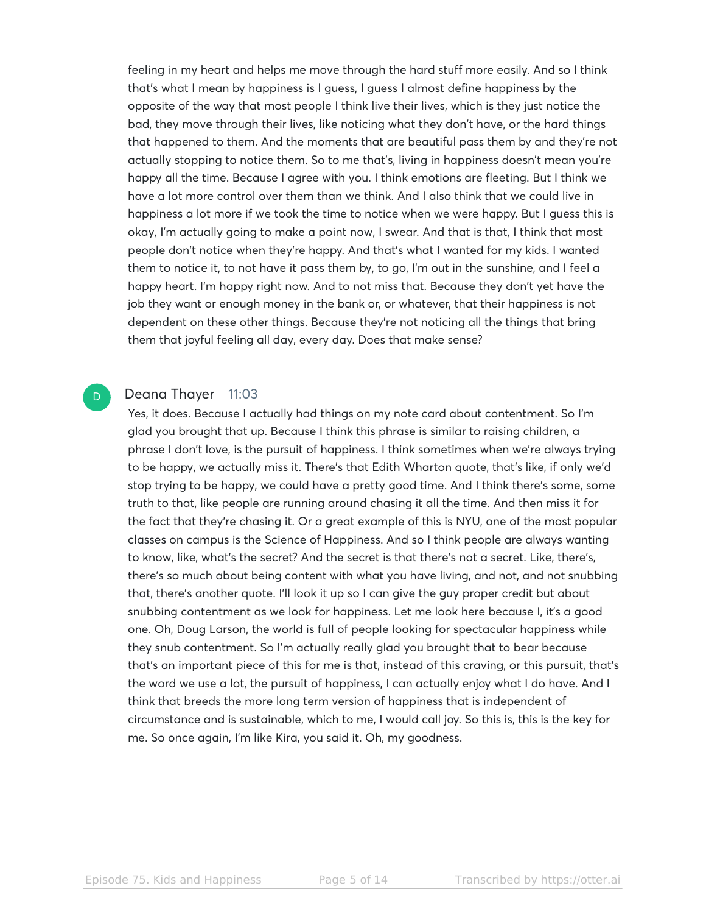feeling in my heart and helps me move through the hard stuff more easily. And so I think that's what I mean by happiness is I guess, I guess I almost define happiness by the opposite of the way that most people I think live their lives, which is they just notice the bad, they move through their lives, like noticing what they don't have, or the hard things that happened to them. And the moments that are beautiful pass them by and they're not actually stopping to notice them. So to me that's, living in happiness doesn't mean you're happy all the time. Because I agree with you. I think emotions are fleeting. But I think we have a lot more control over them than we think. And I also think that we could live in happiness a lot more if we took the time to notice when we were happy. But I guess this is okay, I'm actually going to make a point now, I swear. And that is that, I think that most people don't notice when they're happy. And that's what I wanted for my kids. I wanted them to notice it, to not have it pass them by, to go, I'm out in the sunshine, and I feel a happy heart. I'm happy right now. And to not miss that. Because they don't yet have the job they want or enough money in the bank or, or whatever, that their happiness is not dependent on these other things. Because they're not noticing all the things that bring them that joyful feeling all day, every day. Does that make sense?

**Deana Thayer** 11:03

Yes, it does. Because I actually had things on my note card about contentment. So I'm glad you brought that up. Because I think this phrase is similar to raising children, a phrase I don't love, is the pursuit of happiness. I think sometimes when we're always trying to be happy, we actually miss it. There's that Edith Wharton quote, that's like, if only we'd stop trying to be happy, we could have a pretty good time. And I think there's some, some truth to that, like people are running around chasing it all the time. And then miss it for the fact that they're chasing it. Or a great example of this is NYU, one of the most popular classes on campus is the Science of Happiness. And so I think people are always wanting to know, like, what's the secret? And the secret is that there's not a secret. Like, there's, there's so much about being content with what you have living, and not, and not snubbing that, there's another quote. I'll look it up so I can give the guy proper credit but about snubbing contentment as we look for happiness. Let me look here because I, it's a good one. Oh, Doug Larson, the world is full of people looking for spectacular happiness while they snub contentment. So I'm actually really glad you brought that to bear because that's an important piece of this for me is that, instead of this craving, or this pursuit, that's the word we use a lot, the pursuit of happiness, I can actually enjoy what I do have. And I think that breeds the more long term version of happiness that is independent of circumstance and is sustainable, which to me, I would call joy. So this is, this is the key for me. So once again, I'm like Kira, you said it. Oh, my goodness.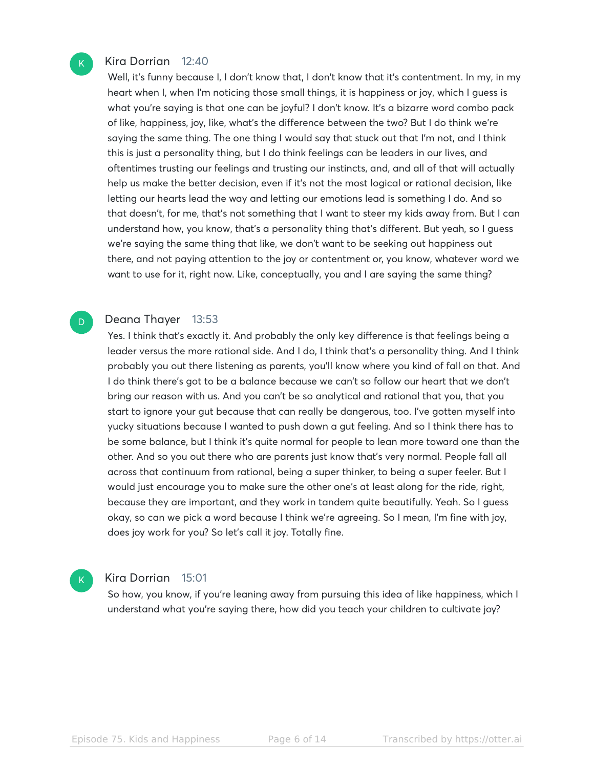**Kira Dorrian** 12:40

Well, it's funny because I, I don't know that, I don't know that it's contentment. In my, in my heart when I, when I'm noticing those small things, it is happiness or joy, which I guess is what you're saying is that one can be joyful? I don't know. It's a bizarre word combo pack of like, happiness, joy, like, what's the difference between the two? But I do think we're saying the same thing. The one thing I would say that stuck out that I'm not, and I think this is just a personality thing, but I do think feelings can be leaders in our lives, and oftentimes trusting our feelings and trusting our instincts, and, and all of that will actually help us make the better decision, even if it's not the most logical or rational decision, like letting our hearts lead the way and letting our emotions lead is something I do. And so that doesn't, for me, that's not something that I want to steer my kids away from. But I can understand how, you know, that's a personality thing that's different. But yeah, so I guess we're saying the same thing that like, we don't want to be seeking out happiness out there, and not paying attention to the joy or contentment or, you know, whatever word we want to use for it, right now. Like, conceptually, you and I are saying the same thing?

**Deana Thayer** 13:53

Yes. I think that's exactly it. And probably the only key difference is that feelings being a leader versus the more rational side. And I do, I think that's a personality thing. And I think probably you out there listening as parents, you'll know where you kind of fall on that. And I do think there's got to be a balance because we can't so follow our heart that we don't bring our reason with us. And you can't be so analytical and rational that you, that you start to ignore your gut because that can really be dangerous, too. I've gotten myself into yucky situations because I wanted to push down a gut feeling. And so I think there has to be some balance, but I think it's quite normal for people to lean more toward one than the other. And so you out there who are parents just know that's very normal. People fall all across that continuum from rational, being a super thinker, to being a super feeler. But I would just encourage you to make sure the other one's at least along for the ride, right, because they are important, and they work in tandem quite beautifully. Yeah. So I guess okay, so can we pick a word because I think we're agreeing. So I mean, I'm fine with joy, does joy work for you? So let's call it joy. Totally fine.

**Kira Dorrian** 15:01

So how, you know, if you're leaning away from pursuing this idea of like happiness, which I understand what you're saying there, how did you teach your children to cultivate joy?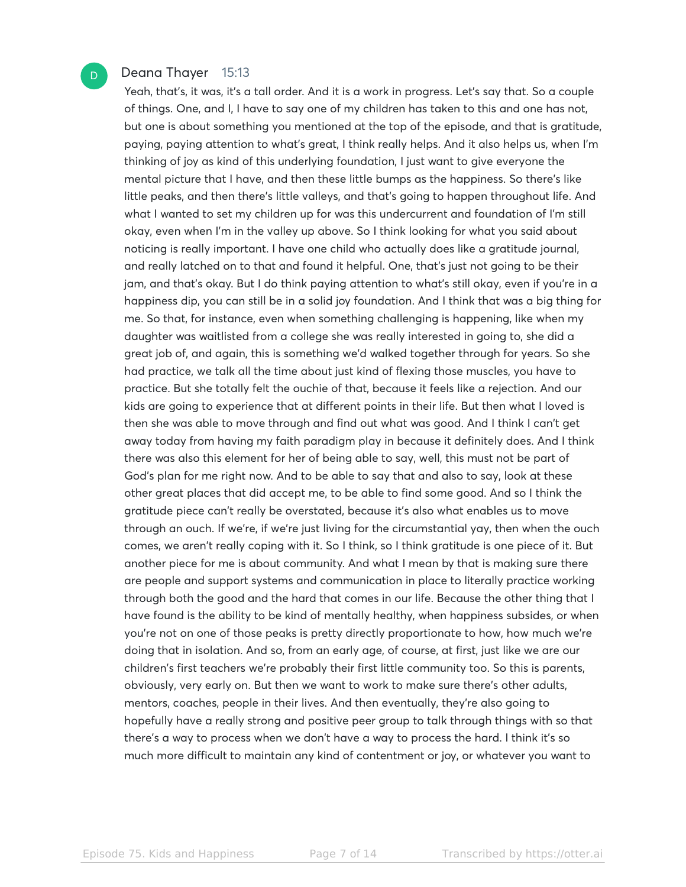**Deana Thayer** 15:13

Yeah, that's, it was, it's a tall order. And it is a work in progress. Let's say that. So a couple of things. One, and I, I have to say one of my children has taken to this and one has not, but one is about something you mentioned at the top of the episode, and that is gratitude, paying, paying attention to what's great, I think really helps. And it also helps us, when I'm thinking of joy as kind of this underlying foundation, I just want to give everyone the mental picture that I have, and then these little bumps as the happiness. So there's like little peaks, and then there's little valleys, and that's going to happen throughout life. And what I wanted to set my children up for was this undercurrent and foundation of I'm still okay, even when I'm in the valley up above. So I think looking for what you said about noticing is really important. I have one child who actually does like a gratitude journal, and really latched on to that and found it helpful. One, that's just not going to be their jam, and that's okay. But I do think paying attention to what's still okay, even if you're in a happiness dip, you can still be in a solid joy foundation. And I think that was a big thing for me. So that, for instance, even when something challenging is happening, like when my daughter was waitlisted from a college she was really interested in going to, she did a great job of, and again, this is something we'd walked together through for years. So she had practice, we talk all the time about just kind of flexing those muscles, you have to practice. But she totally felt the ouchie of that, because it feels like a rejection. And our kids are going to experience that at different points in their life. But then what I loved is then she was able to move through and find out what was good. And I think I can't get away today from having my faith paradigm play in because it definitely does. And I think there was also this element for her of being able to say, well, this must not be part of God's plan for me right now. And to be able to say that and also to say, look at these other great places that did accept me, to be able to find some good. And so I think the gratitude piece can't really be overstated, because it's also what enables us to move through an ouch. If we're, if we're just living for the circumstantial yay, then when the ouch comes, we aren't really coping with it. So I think, so I think gratitude is one piece of it. But another piece for me is about community. And what I mean by that is making sure there are people and support systems and communication in place to literally practice working through both the good and the hard that comes in our life. Because the other thing that I have found is the ability to be kind of mentally healthy, when happiness subsides, or when you're not on one of those peaks is pretty directly proportionate to how, how much we're doing that in isolation. And so, from an early age, of course, at first, just like we are our children's first teachers we're probably their first little community too. So this is parents, obviously, very early on. But then we want to work to make sure there's other adults, mentors, coaches, people in their lives. And then eventually, they're also going to hopefully have a really strong and positive peer group to talk through things with so that there's a way to process when we don't have a way to process the hard. I think it's so much more difficult to maintain any kind of contentment or joy, or whatever you want to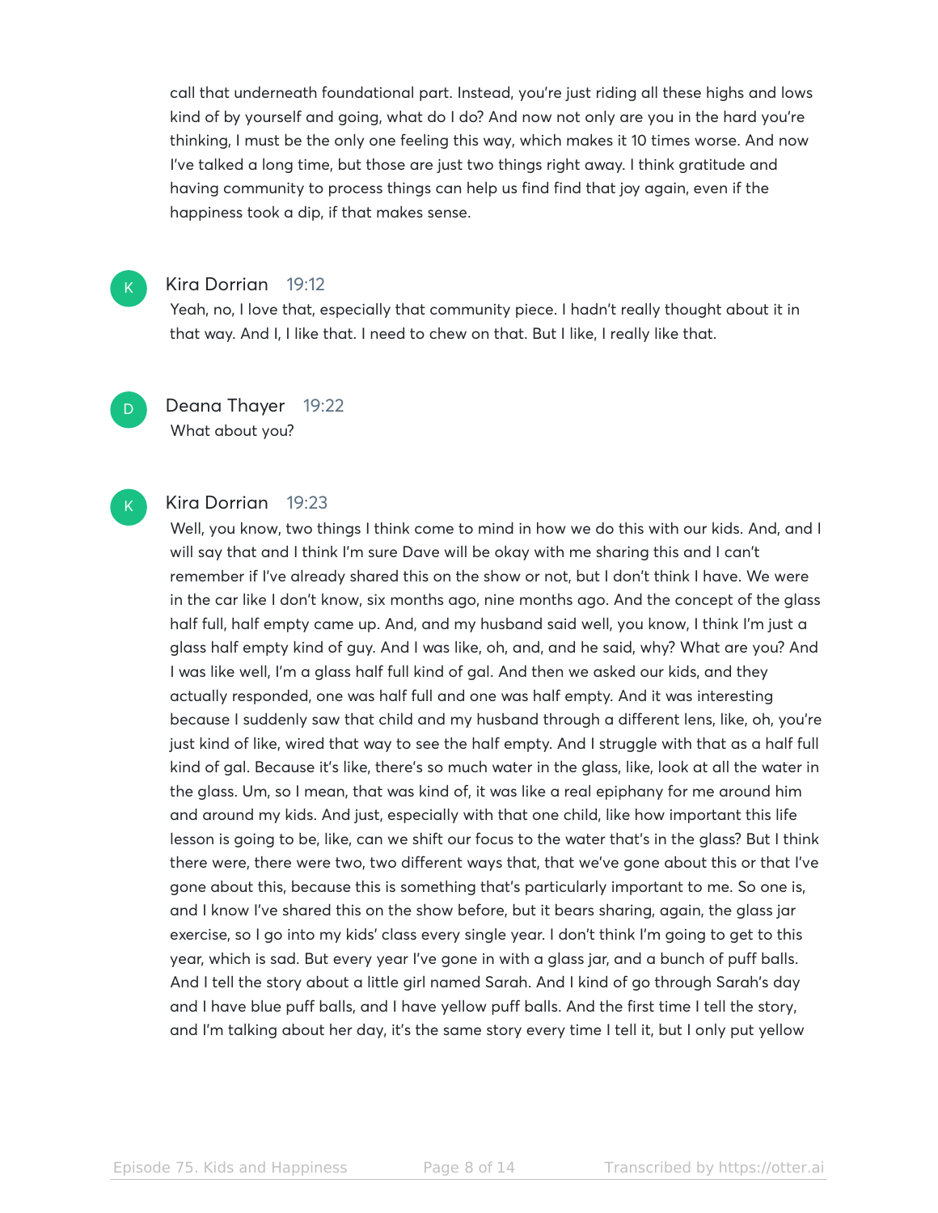call that underneath foundational part. Instead, you're just riding all these highs and lows kind of by yourself and going, what do I do? And now not only are you in the hard you're thinking, I must be the only one feeling this way, which makes it 10 times worse. And now I've talked a long time, but those are just two things right away. I think gratitude and having community to process things can help us find find that joy again, even if the happiness took a dip, if that makes sense.

**Kira Dorrian** 19:12
Yeah, no, I love that, especially that community piece. I hadn't really thought about it in that way. And I, I like that. I need to chew on that. But I like, I really like that.

**Deana Thayer** 19:22
What about you?

**Kira Dorrian** 19:23
Well, you know, two things I think come to mind in how we do this with our kids. And, and I will say that and I think I'm sure Dave will be okay with me sharing this and I can't remember if I've already shared this on the show or not, but I don't think I have. We were in the car like I don't know, six months ago, nine months ago. And the concept of the glass half full, half empty came up. And, and my husband said well, you know, I think I'm just a glass half empty kind of guy. And I was like, oh, and, and he said, why? What are you? And I was like well, I'm a glass half full kind of gal. And then we asked our kids, and they actually responded, one was half full and one was half empty. And it was interesting because I suddenly saw that child and my husband through a different lens, like, oh, you're just kind of like, wired that way to see the half empty. And I struggle with that as a half full kind of gal. Because it's like, there's so much water in the glass, like, look at all the water in the glass. Um, so I mean, that was kind of, it was like a real epiphany for me around him and around my kids. And just, especially with that one child, like how important this life lesson is going to be, like, can we shift our focus to the water that's in the glass? But I think there were, there were two, two different ways that, that we've gone about this or that I've gone about this, because this is something that's particularly important to me. So one is, and I know I've shared this on the show before, but it bears sharing, again, the glass jar exercise, so I go into my kids' class every single year. I don't think I'm going to get to this year, which is sad. But every year I've gone in with a glass jar, and a bunch of puff balls. And I tell the story about a little girl named Sarah. And I kind of go through Sarah's day and I have blue puff balls, and I have yellow puff balls. And the first time I tell the story, and I'm talking about her day, it's the same story every time I tell it, but I only put yellow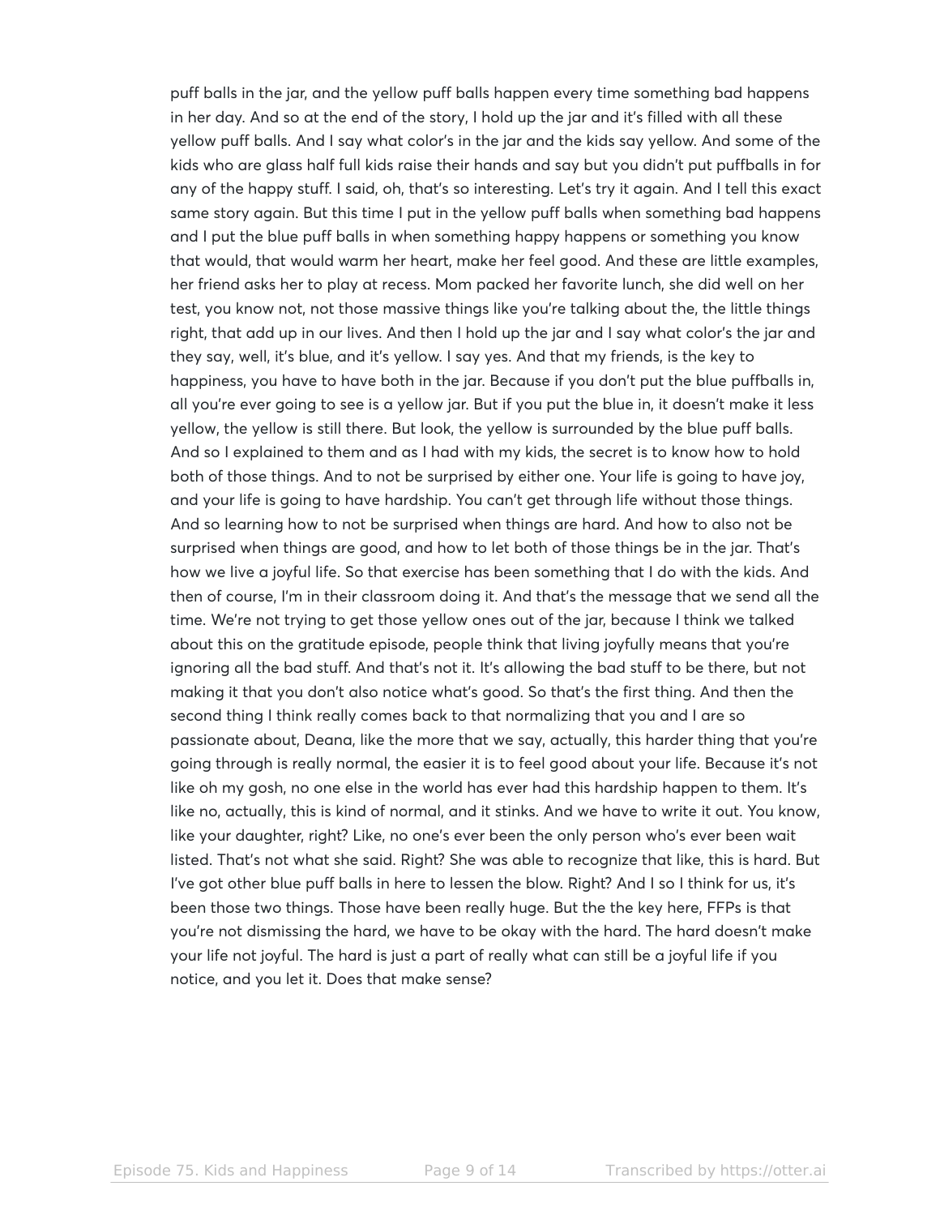puff balls in the jar, and the yellow puff balls happen every time something bad happens in her day. And so at the end of the story, I hold up the jar and it's filled with all these yellow puff balls. And I say what color's in the jar and the kids say yellow. And some of the kids who are glass half full kids raise their hands and say but you didn't put puffballs in for any of the happy stuff. I said, oh, that's so interesting. Let's try it again. And I tell this exact same story again. But this time I put in the yellow puff balls when something bad happens and I put the blue puff balls in when something happy happens or something you know that would, that would warm her heart, make her feel good. And these are little examples, her friend asks her to play at recess. Mom packed her favorite lunch, she did well on her test, you know not, not those massive things like you're talking about the, the little things right, that add up in our lives. And then I hold up the jar and I say what color's the jar and they say, well, it's blue, and it's yellow. I say yes. And that my friends, is the key to happiness, you have to have both in the jar. Because if you don't put the blue puffballs in, all you're ever going to see is a yellow jar. But if you put the blue in, it doesn't make it less yellow, the yellow is still there. But look, the yellow is surrounded by the blue puff balls. And so I explained to them and as I had with my kids, the secret is to know how to hold both of those things. And to not be surprised by either one. Your life is going to have joy, and your life is going to have hardship. You can't get through life without those things. And so learning how to not be surprised when things are hard. And how to also not be surprised when things are good, and how to let both of those things be in the jar. That's how we live a joyful life. So that exercise has been something that I do with the kids. And then of course, I'm in their classroom doing it. And that's the message that we send all the time. We're not trying to get those yellow ones out of the jar, because I think we talked about this on the gratitude episode, people think that living joyfully means that you're ignoring all the bad stuff. And that's not it. It's allowing the bad stuff to be there, but not making it that you don't also notice what's good. So that's the first thing. And then the second thing I think really comes back to that normalizing that you and I are so passionate about, Deana, like the more that we say, actually, this harder thing that you're going through is really normal, the easier it is to feel good about your life. Because it's not like oh my gosh, no one else in the world has ever had this hardship happen to them. It's like no, actually, this is kind of normal, and it stinks. And we have to write it out. You know, like your daughter, right? Like, no one's ever been the only person who's ever been wait listed. That's not what she said. Right? She was able to recognize that like, this is hard. But I've got other blue puff balls in here to lessen the blow. Right? And I so I think for us, it's been those two things. Those have been really huge. But the the key here, FFPs is that you're not dismissing the hard, we have to be okay with the hard. The hard doesn't make your life not joyful. The hard is just a part of really what can still be a joyful life if you notice, and you let it. Does that make sense?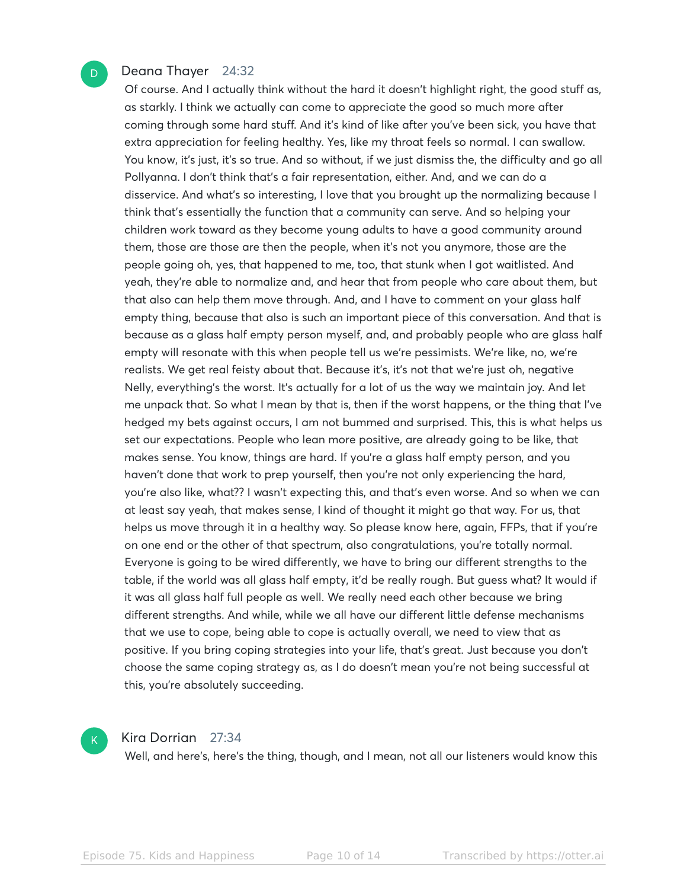**Deana Thayer** 24:32

Of course. And I actually think without the hard it doesn't highlight right, the good stuff as, as starkly. I think we actually can come to appreciate the good so much more after coming through some hard stuff. And it's kind of like after you've been sick, you have that extra appreciation for feeling healthy. Yes, like my throat feels so normal. I can swallow. You know, it's just, it's so true. And so without, if we just dismiss the, the difficulty and go all Pollyanna. I don't think that's a fair representation, either. And, and we can do a disservice. And what's so interesting, I love that you brought up the normalizing because I think that's essentially the function that a community can serve. And so helping your children work toward as they become young adults to have a good community around them, those are those are then the people, when it's not you anymore, those are the people going oh, yes, that happened to me, too, that stunk when I got waitlisted. And yeah, they're able to normalize and, and hear that from people who care about them, but that also can help them move through. And, and I have to comment on your glass half empty thing, because that also is such an important piece of this conversation. And that is because as a glass half empty person myself, and, and probably people who are glass half empty will resonate with this when people tell us we're pessimists. We're like, no, we're realists. We get real feisty about that. Because it's, it's not that we're just oh, negative Nelly, everything's the worst. It's actually for a lot of us the way we maintain joy. And let me unpack that. So what I mean by that is, then if the worst happens, or the thing that I've hedged my bets against occurs, I am not bummed and surprised. This, this is what helps us set our expectations. People who lean more positive, are already going to be like, that makes sense. You know, things are hard. If you're a glass half empty person, and you haven't done that work to prep yourself, then you're not only experiencing the hard, you're also like, what?? I wasn't expecting this, and that's even worse. And so when we can at least say yeah, that makes sense, I kind of thought it might go that way. For us, that helps us move through it in a healthy way. So please know here, again, FFPs, that if you're on one end or the other of that spectrum, also congratulations, you're totally normal. Everyone is going to be wired differently, we have to bring our different strengths to the table, if the world was all glass half empty, it'd be really rough. But guess what? It would if it was all glass half full people as well. We really need each other because we bring different strengths. And while, while we all have our different little defense mechanisms that we use to cope, being able to cope is actually overall, we need to view that as positive. If you bring coping strategies into your life, that's great. Just because you don't choose the same coping strategy as, as I do doesn't mean you're not being successful at this, you're absolutely succeeding.

**Kira Dorrian** 27:34

Well, and here's, here's the thing, though, and I mean, not all our listeners would know this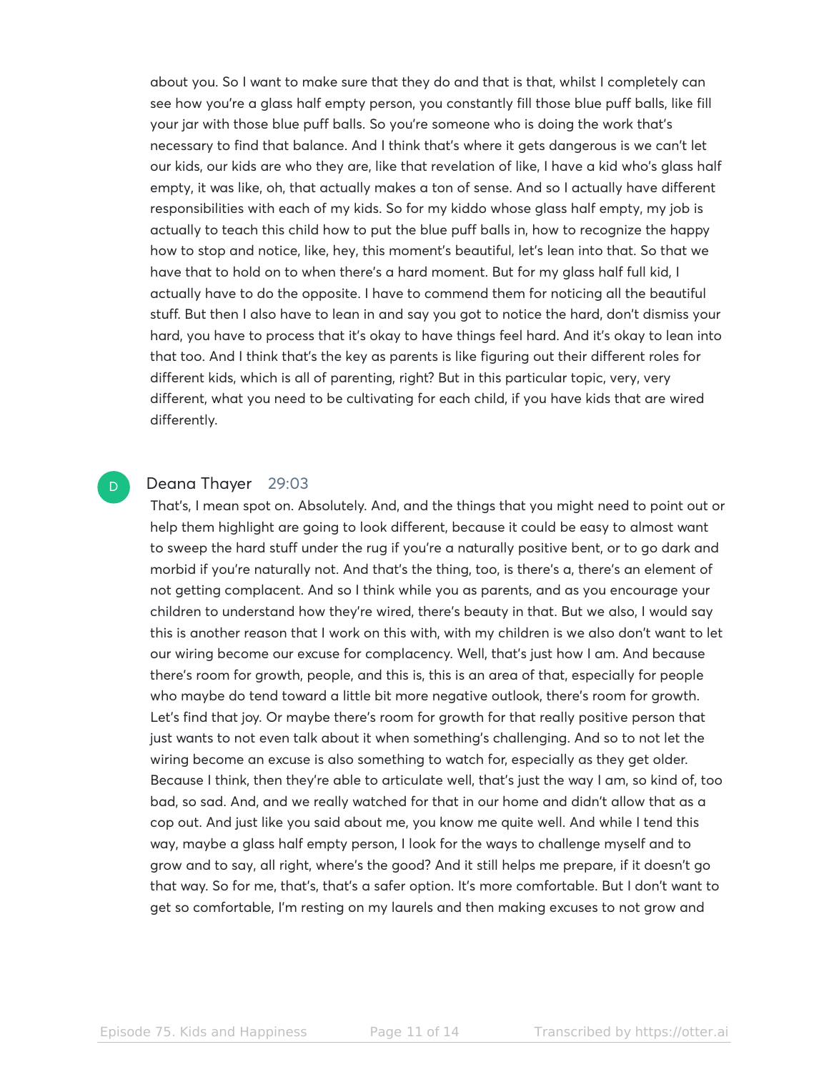about you. So I want to make sure that they do and that is that, whilst I completely can see how you're a glass half empty person, you constantly fill those blue puff balls, like fill your jar with those blue puff balls. So you're someone who is doing the work that's necessary to find that balance. And I think that's where it gets dangerous is we can't let our kids, our kids are who they are, like that revelation of like, I have a kid who's glass half empty, it was like, oh, that actually makes a ton of sense. And so I actually have different responsibilities with each of my kids. So for my kiddo whose glass half empty, my job is actually to teach this child how to put the blue puff balls in, how to recognize the happy how to stop and notice, like, hey, this moment's beautiful, let's lean into that. So that we have that to hold on to when there's a hard moment. But for my glass half full kid, I actually have to do the opposite. I have to commend them for noticing all the beautiful stuff. But then I also have to lean in and say you got to notice the hard, don't dismiss your hard, you have to process that it's okay to have things feel hard. And it's okay to lean into that too. And I think that's the key as parents is like figuring out their different roles for different kids, which is all of parenting, right? But in this particular topic, very, very different, what you need to be cultivating for each child, if you have kids that are wired differently.

**Deana Thayer** 29:03

That's, I mean spot on. Absolutely. And, and the things that you might need to point out or help them highlight are going to look different, because it could be easy to almost want to sweep the hard stuff under the rug if you're a naturally positive bent, or to go dark and morbid if you're naturally not. And that's the thing, too, is there's a, there's an element of not getting complacent. And so I think while you as parents, and as you encourage your children to understand how they're wired, there's beauty in that. But we also, I would say this is another reason that I work on this with, with my children is we also don't want to let our wiring become our excuse for complacency. Well, that's just how I am. And because there's room for growth, people, and this is, this is an area of that, especially for people who maybe do tend toward a little bit more negative outlook, there's room for growth. Let's find that joy. Or maybe there's room for growth for that really positive person that just wants to not even talk about it when something's challenging. And so to not let the wiring become an excuse is also something to watch for, especially as they get older. Because I think, then they're able to articulate well, that's just the way I am, so kind of, too bad, so sad. And, and we really watched for that in our home and didn't allow that as a cop out. And just like you said about me, you know me quite well. And while I tend this way, maybe a glass half empty person, I look for the ways to challenge myself and to grow and to say, all right, where's the good? And it still helps me prepare, if it doesn't go that way. So for me, that's, that's a safer option. It's more comfortable. But I don't want to get so comfortable, I'm resting on my laurels and then making excuses to not grow and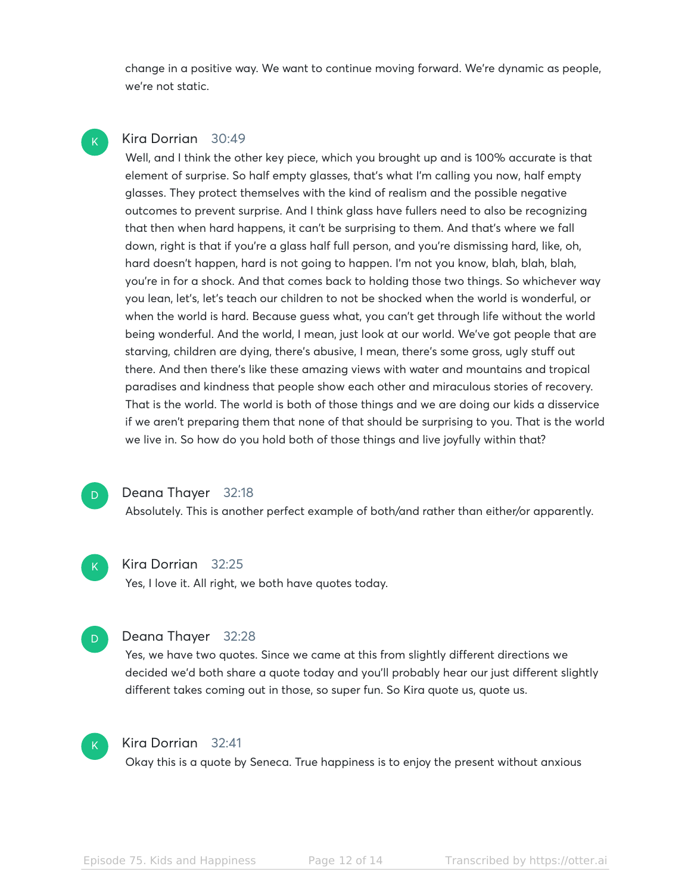change in a positive way. We want to continue moving forward. We're dynamic as people, we're not static.

K **Kira Dorrian** 30:49

Well, and I think the other key piece, which you brought up and is 100% accurate is that element of surprise. So half empty glasses, that's what I'm calling you now, half empty glasses. They protect themselves with the kind of realism and the possible negative outcomes to prevent surprise. And I think glass have fullers need to also be recognizing that then when hard happens, it can't be surprising to them. And that's where we fall down, right is that if you're a glass half full person, and you're dismissing hard, like, oh, hard doesn't happen, hard is not going to happen. I'm not you know, blah, blah, blah, you're in for a shock. And that comes back to holding those two things. So whichever way you lean, let's, let's teach our children to not be shocked when the world is wonderful, or when the world is hard. Because guess what, you can't get through life without the world being wonderful. And the world, I mean, just look at our world. We've got people that are starving, children are dying, there's abusive, I mean, there's some gross, ugly stuff out there. And then there's like these amazing views with water and mountains and tropical paradises and kindness that people show each other and miraculous stories of recovery. That is the world. The world is both of those things and we are doing our kids a disservice if we aren't preparing them that none of that should be surprising to you. That is the world we live in. So how do you hold both of those things and live joyfully within that?

D **Deana Thayer** 32:18

Absolutely. This is another perfect example of both/and rather than either/or apparently.

K **Kira Dorrian** 32:25

Yes, I love it. All right, we both have quotes today.

D **Deana Thayer** 32:28

Yes, we have two quotes. Since we came at this from slightly different directions we decided we'd both share a quote today and you'll probably hear our just different slightly different takes coming out in those, so super fun. So Kira quote us, quote us.

K **Kira Dorrian** 32:41

Okay this is a quote by Seneca. True happiness is to enjoy the present without anxious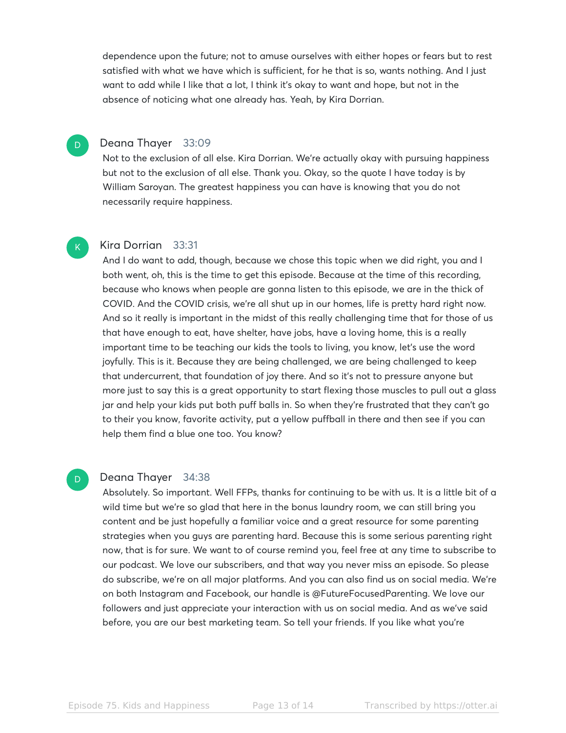dependence upon the future; not to amuse ourselves with either hopes or fears but to rest satisfied with what we have which is sufficient, for he that is so, wants nothing. And I just want to add while I like that a lot, I think it's okay to want and hope, but not in the absence of noticing what one already has. Yeah, by Kira Dorrian.

**Deana Thayer** 33:09
Not to the exclusion of all else. Kira Dorrian. We're actually okay with pursuing happiness but not to the exclusion of all else. Thank you. Okay, so the quote I have today is by William Saroyan. The greatest happiness you can have is knowing that you do not necessarily require happiness.

**Kira Dorrian** 33:31
And I do want to add, though, because we chose this topic when we did right, you and I both went, oh, this is the time to get this episode. Because at the time of this recording, because who knows when people are gonna listen to this episode, we are in the thick of COVID. And the COVID crisis, we're all shut up in our homes, life is pretty hard right now. And so it really is important in the midst of this really challenging time that for those of us that have enough to eat, have shelter, have jobs, have a loving home, this is a really important time to be teaching our kids the tools to living, you know, let's use the word joyfully. This is it. Because they are being challenged, we are being challenged to keep that undercurrent, that foundation of joy there. And so it's not to pressure anyone but more just to say this is a great opportunity to start flexing those muscles to pull out a glass jar and help your kids put both puff balls in. So when they're frustrated that they can't go to their you know, favorite activity, put a yellow puffball in there and then see if you can help them find a blue one too. You know?

**Deana Thayer** 34:38
Absolutely. So important. Well FFPs, thanks for continuing to be with us. It is a little bit of a wild time but we're so glad that here in the bonus laundry room, we can still bring you content and be just hopefully a familiar voice and a great resource for some parenting strategies when you guys are parenting hard. Because this is some serious parenting right now, that is for sure. We want to of course remind you, feel free at any time to subscribe to our podcast. We love our subscribers, and that way you never miss an episode. So please do subscribe, we're on all major platforms. And you can also find us on social media. We're on both Instagram and Facebook, our handle is @FutureFocusedParenting. We love our followers and just appreciate your interaction with us on social media. And as we've said before, you are our best marketing team. So tell your friends. If you like what you're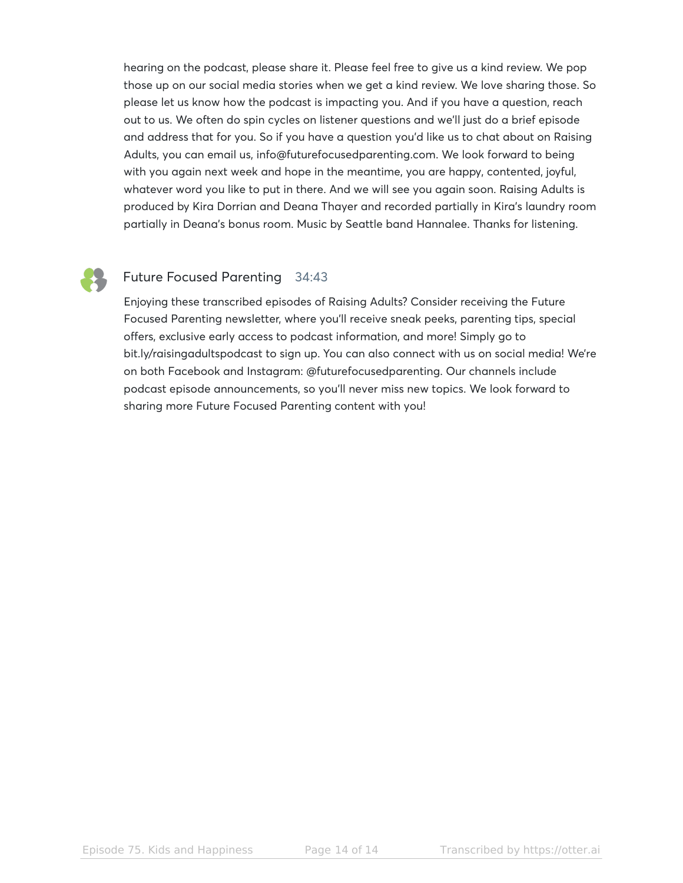hearing on the podcast, please share it. Please feel free to give us a kind review. We pop those up on our social media stories when we get a kind review. We love sharing those. So please let us know how the podcast is impacting you. And if you have a question, reach out to us. We often do spin cycles on listener questions and we'll just do a brief episode and address that for you. So if you have a question you'd like us to chat about on Raising Adults, you can email us, info@futurefocusedparenting.com. We look forward to being with you again next week and hope in the meantime, you are happy, contented, joyful, whatever word you like to put in there. And we will see you again soon. Raising Adults is produced by Kira Dorrian and Deana Thayer and recorded partially in Kira's laundry room partially in Deana's bonus room. Music by Seattle band Hannalee. Thanks for listening.

Future Focused Parenting 34:43

Enjoying these transcribed episodes of Raising Adults? Consider receiving the Future Focused Parenting newsletter, where you'll receive sneak peeks, parenting tips, special offers, exclusive early access to podcast information, and more! Simply go to bit.ly/raisingadultspodcast to sign up. You can also connect with us on social media! We're on both Facebook and Instagram: @futurefocusedparenting. Our channels include podcast episode announcements, so you'll never miss new topics. We look forward to sharing more Future Focused Parenting content with you!